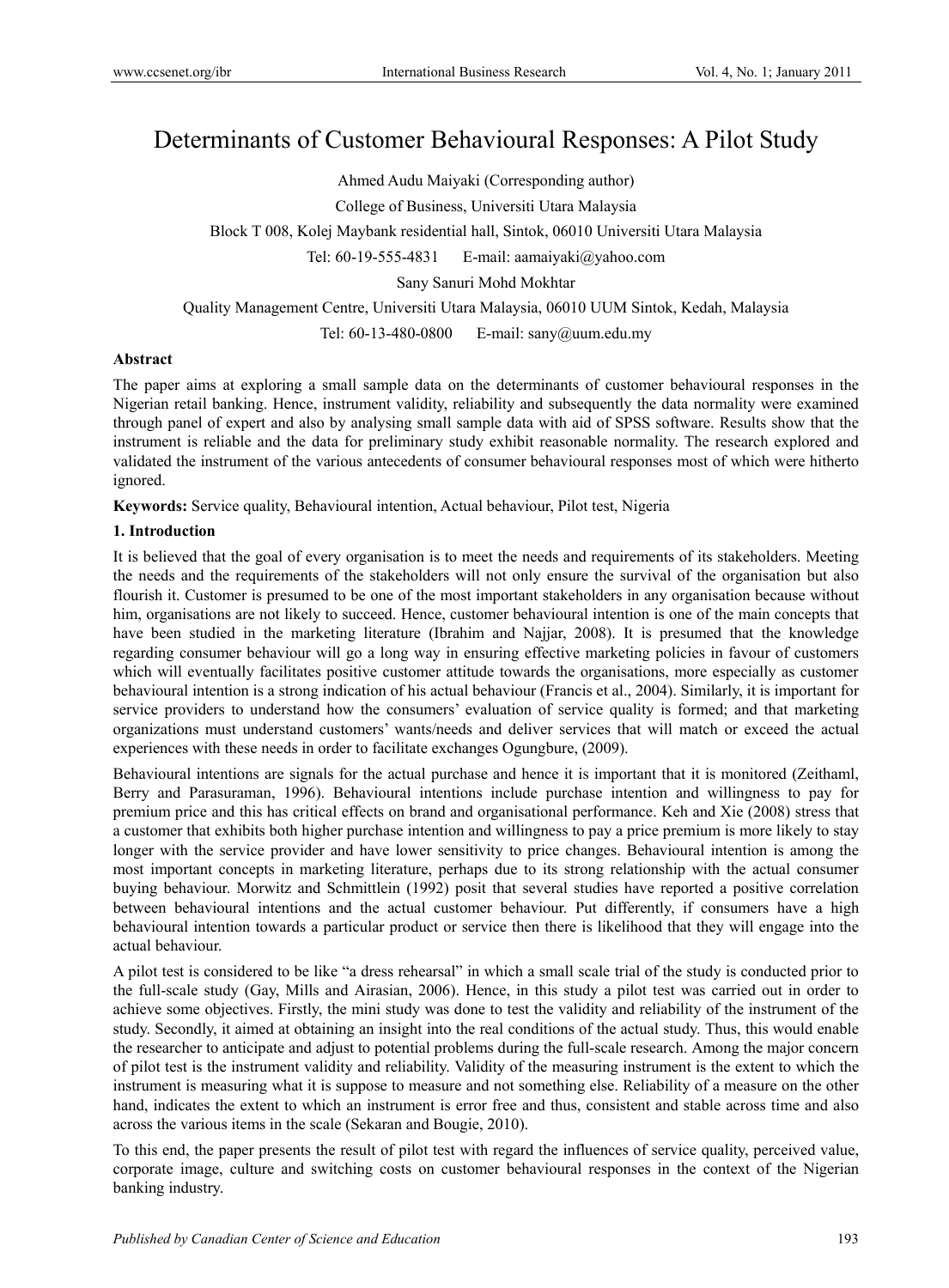# Determinants of Customer Behavioural Responses: A Pilot Study

Ahmed Audu Maiyaki (Corresponding author)

College of Business, Universiti Utara Malaysia

Block T 008, Kolej Maybank residential hall, Sintok, 06010 Universiti Utara Malaysia

Tel: 60-19-555-4831 E-mail: aamaiyaki@yahoo.com

Sany Sanuri Mohd Mokhtar

Quality Management Centre, Universiti Utara Malaysia, 06010 UUM Sintok, Kedah, Malaysia

Tel: 60-13-480-0800 E-mail: sany@uum.edu.my

**Abstract**

The paper aims at exploring a small sample data on the determinants of customer behavioural responses in the Nigerian retail banking. Hence, instrument validity, reliability and subsequently the data normality were examined through panel of expert and also by analysing small sample data with aid of SPSS software. Results show that the instrument is reliable and the data for preliminary study exhibit reasonable normality. The research explored and validated the instrument of the various antecedents of consumer behavioural responses most of which were hitherto ignored.

**Keywords:** Service quality, Behavioural intention, Actual behaviour, Pilot test, Nigeria

## 1. Introduction

It is believed that the goal of every organisation is to meet the needs and requirements of its stakeholders. Meeting the needs and the requirements of the stakeholders will not only ensure the survival of the organisation but also flourish it. Customer is presumed to be one of the most important stakeholders in any organisation because without him, organisations are not likely to succeed. Hence, customer behavioural intention is one of the main concepts that have been studied in the marketing literature (Ibrahim and Najjar, 2008). It is presumed that the knowledge regarding consumer behaviour will go a long way in ensuring effective marketing policies in favour of customers which will eventually facilitates positive customer attitude towards the organisations, more especially as customer behavioural intention is a strong indication of his actual behaviour (Francis et al., 2004). Similarly, it is important for service providers to understand how the consumers' evaluation of service quality is formed; and that marketing organizations must understand customers' wants/needs and deliver services that will match or exceed the actual experiences with these needs in order to facilitate exchanges Ogungbure, (2009).

Behavioural intentions are signals for the actual purchase and hence it is important that it is monitored (Zeithaml, Berry and Parasuraman, 1996). Behavioural intentions include purchase intention and willingness to pay for premium price and this has critical effects on brand and organisational performance. Keh and Xie (2008) stress that a customer that exhibits both higher purchase intention and willingness to pay a price premium is more likely to stay longer with the service provider and have lower sensitivity to price changes. Behavioural intention is among the most important concepts in marketing literature, perhaps due to its strong relationship with the actual consumer buying behaviour. Morwitz and Schmittlein (1992) posit that several studies have reported a positive correlation between behavioural intentions and the actual customer behaviour. Put differently, if consumers have a high behavioural intention towards a particular product or service then there is likelihood that they will engage into the actual behaviour.

A pilot test is considered to be like "a dress rehearsal" in which a small scale trial of the study is conducted prior to the full-scale study (Gay, Mills and Airasian, 2006). Hence, in this study a pilot test was carried out in order to achieve some objectives. Firstly, the mini study was done to test the validity and reliability of the instrument of the study. Secondly, it aimed at obtaining an insight into the real conditions of the actual study. Thus, this would enable the researcher to anticipate and adjust to potential problems during the full-scale research. Among the major concern of pilot test is the instrument validity and reliability. Validity of the measuring instrument is the extent to which the instrument is measuring what it is suppose to measure and not something else. Reliability of a measure on the other hand, indicates the extent to which an instrument is error free and thus, consistent and stable across time and also across the various items in the scale (Sekaran and Bougie, 2010).

To this end, the paper presents the result of pilot test with regard the influences of service quality, perceived value, corporate image, culture and switching costs on customer behavioural responses in the context of the Nigerian banking industry.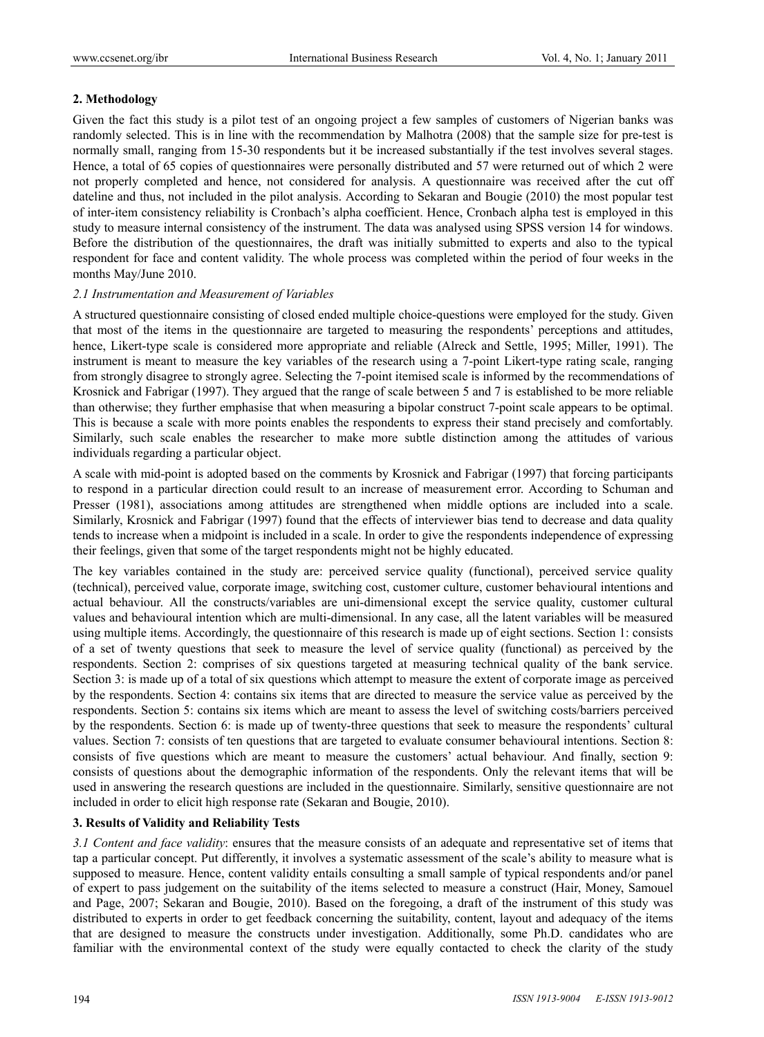## 2. Methodology

Given the fact this study is a pilot test of an ongoing project a few samples of customers of Nigerian banks was randomly selected. This is in line with the recommendation by Malhotra (2008) that the sample size for pre-test is normally small, ranging from 15-30 respondents but it be increased substantially if the test involves several stages. Hence, a total of 65 copies of questionnaires were personally distributed and 57 were returned out of which 2 were not properly completed and hence, not considered for analysis. A questionnaire was received after the cut off dateline and thus, not included in the pilot analysis. According to Sekaran and Bougie (2010) the most popular test of inter-item consistency reliability is Cronbach's alpha coefficient. Hence, Cronbach alpha test is employed in this study to measure internal consistency of the instrument. The data was analysed using SPSS version 14 for windows. Before the distribution of the questionnaires, the draft was initially submitted to experts and also to the typical respondent for face and content validity. The whole process was completed within the period of four weeks in the months May/June 2010.

### *2.1 Instrumentation and Measurement of Variables*

A structured questionnaire consisting of closed ended multiple choice-questions were employed for the study. Given that most of the items in the questionnaire are targeted to measuring the respondents' perceptions and attitudes, hence, Likert-type scale is considered more appropriate and reliable (Alreck and Settle, 1995; Miller, 1991). The instrument is meant to measure the key variables of the research using a 7-point Likert-type rating scale, ranging from strongly disagree to strongly agree. Selecting the 7-point itemised scale is informed by the recommendations of Krosnick and Fabrigar (1997). They argued that the range of scale between 5 and 7 is established to be more reliable than otherwise; they further emphasise that when measuring a bipolar construct 7-point scale appears to be optimal. This is because a scale with more points enables the respondents to express their stand precisely and comfortably. Similarly, such scale enables the researcher to make more subtle distinction among the attitudes of various individuals regarding a particular object.

A scale with mid-point is adopted based on the comments by Krosnick and Fabrigar (1997) that forcing participants to respond in a particular direction could result to an increase of measurement error. According to Schuman and Presser (1981), associations among attitudes are strengthened when middle options are included into a scale. Similarly, Krosnick and Fabrigar (1997) found that the effects of interviewer bias tend to decrease and data quality tends to increase when a midpoint is included in a scale. In order to give the respondents independence of expressing their feelings, given that some of the target respondents might not be highly educated.

The key variables contained in the study are: perceived service quality (functional), perceived service quality (technical), perceived value, corporate image, switching cost, customer culture, customer behavioural intentions and actual behaviour. All the constructs/variables are uni-dimensional except the service quality, customer cultural values and behavioural intention which are multi-dimensional. In any case, all the latent variables will be measured using multiple items. Accordingly, the questionnaire of this research is made up of eight sections. Section 1: consists of a set of twenty questions that seek to measure the level of service quality (functional) as perceived by the respondents. Section 2: comprises of six questions targeted at measuring technical quality of the bank service. Section 3: is made up of a total of six questions which attempt to measure the extent of corporate image as perceived by the respondents. Section 4: contains six items that are directed to measure the service value as perceived by the respondents. Section 5: contains six items which are meant to assess the level of switching costs/barriers perceived by the respondents. Section 6: is made up of twenty-three questions that seek to measure the respondents' cultural values. Section 7: consists of ten questions that are targeted to evaluate consumer behavioural intentions. Section 8: consists of five questions which are meant to measure the customers' actual behaviour. And finally, section 9: consists of questions about the demographic information of the respondents. Only the relevant items that will be used in answering the research questions are included in the questionnaire. Similarly, sensitive questionnaire are not included in order to elicit high response rate (Sekaran and Bougie, 2010).

## 3. Results of Validity and Reliability Tests

*3.1 Content and face validity*: ensures that the measure consists of an adequate and representative set of items that tap a particular concept. Put differently, it involves a systematic assessment of the scale's ability to measure what is supposed to measure. Hence, content validity entails consulting a small sample of typical respondents and/or panel of expert to pass judgement on the suitability of the items selected to measure a construct (Hair, Money, Samouel and Page, 2007; Sekaran and Bougie, 2010). Based on the foregoing, a draft of the instrument of this study was distributed to experts in order to get feedback concerning the suitability, content, layout and adequacy of the items that are designed to measure the constructs under investigation. Additionally, some Ph.D. candidates who are familiar with the environmental context of the study were equally contacted to check the clarity of the study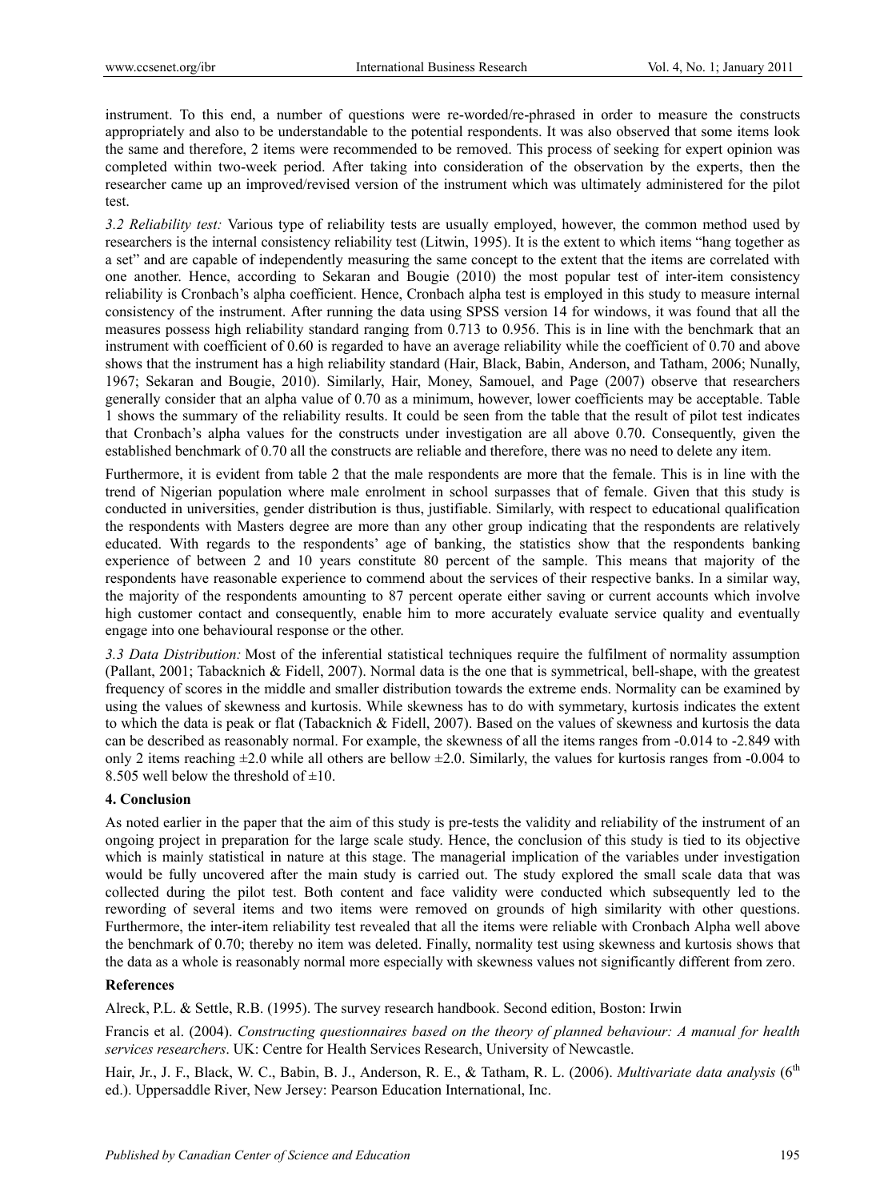instrument. To this end, a number of questions were re-worded/re-phrased in order to measure the constructs appropriately and also to be understandable to the potential respondents. It was also observed that some items look the same and therefore, 2 items were recommended to be removed. This process of seeking for expert opinion was completed within two-week period. After taking into consideration of the observation by the experts, then the researcher came up an improved/revised version of the instrument which was ultimately administered for the pilot test.

*3.2 Reliability test:* Various type of reliability tests are usually employed, however, the common method used by researchers is the internal consistency reliability test (Litwin, 1995). It is the extent to which items "hang together as a set" and are capable of independently measuring the same concept to the extent that the items are correlated with one another. Hence, according to Sekaran and Bougie (2010) the most popular test of inter-item consistency reliability is Cronbach's alpha coefficient. Hence, Cronbach alpha test is employed in this study to measure internal consistency of the instrument. After running the data using SPSS version 14 for windows, it was found that all the measures possess high reliability standard ranging from 0.713 to 0.956. This is in line with the benchmark that an instrument with coefficient of 0.60 is regarded to have an average reliability while the coefficient of 0.70 and above shows that the instrument has a high reliability standard (Hair, Black, Babin, Anderson, and Tatham, 2006; Nunally, 1967; Sekaran and Bougie, 2010). Similarly, Hair, Money, Samouel, and Page (2007) observe that researchers generally consider that an alpha value of 0.70 as a minimum, however, lower coefficients may be acceptable. Table 1 shows the summary of the reliability results. It could be seen from the table that the result of pilot test indicates that Cronbach's alpha values for the constructs under investigation are all above 0.70. Consequently, given the established benchmark of 0.70 all the constructs are reliable and therefore, there was no need to delete any item.

Furthermore, it is evident from table 2 that the male respondents are more that the female. This is in line with the trend of Nigerian population where male enrolment in school surpasses that of female. Given that this study is conducted in universities, gender distribution is thus, justifiable. Similarly, with respect to educational qualification the respondents with Masters degree are more than any other group indicating that the respondents are relatively educated. With regards to the respondents' age of banking, the statistics show that the respondents banking experience of between 2 and 10 years constitute 80 percent of the sample. This means that majority of the respondents have reasonable experience to commend about the services of their respective banks. In a similar way, the majority of the respondents amounting to 87 percent operate either saving or current accounts which involve high customer contact and consequently, enable him to more accurately evaluate service quality and eventually engage into one behavioural response or the other.

*3.3 Data Distribution:* Most of the inferential statistical techniques require the fulfilment of normality assumption (Pallant, 2001; Tabacknich & Fidell, 2007). Normal data is the one that is symmetrical, bell-shape, with the greatest frequency of scores in the middle and smaller distribution towards the extreme ends. Normality can be examined by using the values of skewness and kurtosis. While skewness has to do with symmetary, kurtosis indicates the extent to which the data is peak or flat (Tabacknich & Fidell, 2007). Based on the values of skewness and kurtosis the data can be described as reasonably normal. For example, the skewness of all the items ranges from -0.014 to -2.849 with only 2 items reaching ±2.0 while all others are bellow ±2.0. Similarly, the values for kurtosis ranges from -0.004 to 8.505 well below the threshold of ±10.

## 4. Conclusion

As noted earlier in the paper that the aim of this study is pre-tests the validity and reliability of the instrument of an ongoing project in preparation for the large scale study. Hence, the conclusion of this study is tied to its objective which is mainly statistical in nature at this stage. The managerial implication of the variables under investigation would be fully uncovered after the main study is carried out. The study explored the small scale data that was collected during the pilot test. Both content and face validity were conducted which subsequently led to the rewording of several items and two items were removed on grounds of high similarity with other questions. Furthermore, the inter-item reliability test revealed that all the items were reliable with Cronbach Alpha well above the benchmark of 0.70; thereby no item was deleted. Finally, normality test using skewness and kurtosis shows that the data as a whole is reasonably normal more especially with skewness values not significantly different from zero.

## References

Alreck, P.L. & Settle, R.B. (1995). The survey research handbook. Second edition, Boston: Irwin

Francis et al. (2004). *Constructing questionnaires based on the theory of planned behaviour: A manual for health services researchers*. UK: Centre for Health Services Research, University of Newcastle.

Hair, Jr., J. F., Black, W. C., Babin, B. J., Anderson, R. E., & Tatham, R. L. (2006). *Multivariate data analysis* (6th ed.). Uppersaddle River, New Jersey: Pearson Education International, Inc.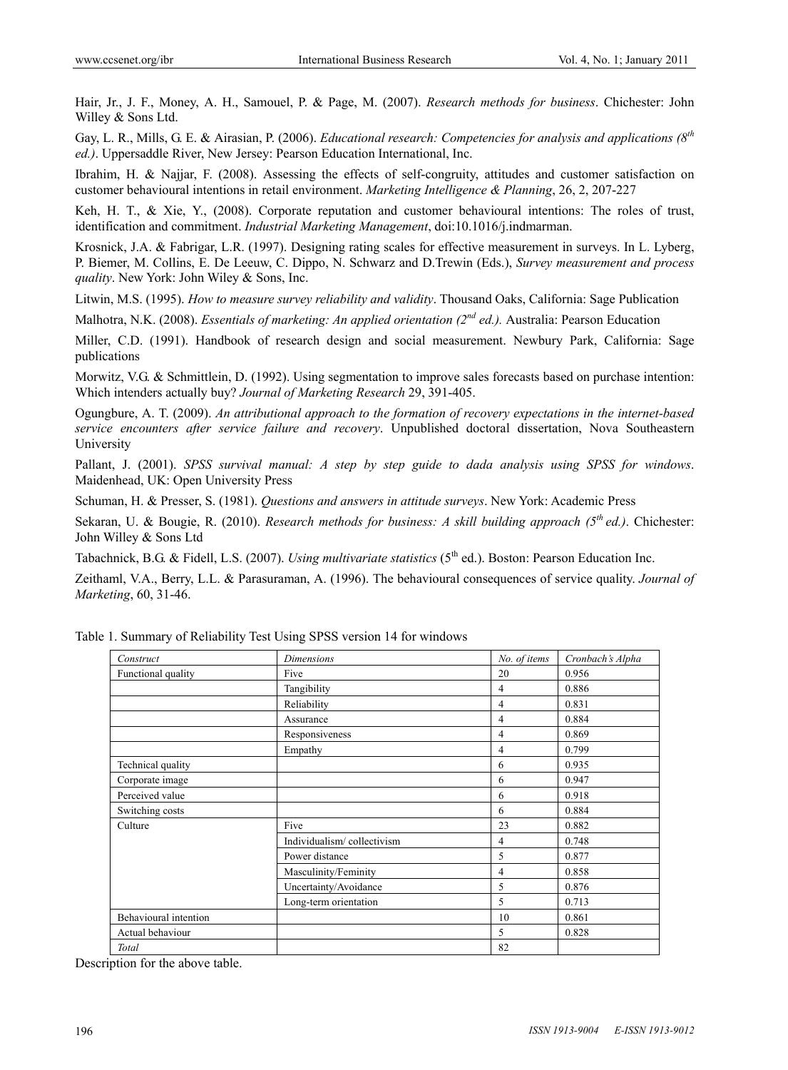Hair, Jr., J. F., Money, A. H., Samouel, P. & Page, M. (2007). *Research methods for business*. Chichester: John Willey & Sons Ltd.

Gay, L. R., Mills, G. E. & Airasian, P. (2006). *Educational research: Competencies for analysis and applications (8th ed.)*. Uppersaddle River, New Jersey: Pearson Education International, Inc.

Ibrahim, H. & Najjar, F. (2008). Assessing the effects of self-congruity, attitudes and customer satisfaction on customer behavioural intentions in retail environment. *Marketing Intelligence & Planning*, 26, 2, 207-227

Keh, H. T., & Xie, Y., (2008). Corporate reputation and customer behavioural intentions: The roles of trust, identification and commitment. *Industrial Marketing Management*, doi:10.1016/j.indmarman.

Krosnick, J.A. & Fabrigar, L.R. (1997). Designing rating scales for effective measurement in surveys. In L. Lyberg, P. Biemer, M. Collins, E. De Leeuw, C. Dippo, N. Schwarz and D.Trewin (Eds.), *Survey measurement and process quality*. New York: John Wiley & Sons, Inc.

Litwin, M.S. (1995). *How to measure survey reliability and validity*. Thousand Oaks, California: Sage Publication

Malhotra, N.K. (2008). *Essentials of marketing: An applied orientation (2nd ed.).* Australia: Pearson Education

Miller, C.D. (1991). Handbook of research design and social measurement. Newbury Park, California: Sage publications

Morwitz, V.G. & Schmittlein, D. (1992). Using segmentation to improve sales forecasts based on purchase intention: Which intenders actually buy? *Journal of Marketing Research* 29, 391-405.

Ogungbure, A. T. (2009). *An attributional approach to the formation of recovery expectations in the internet-based service encounters after service failure and recovery*. Unpublished doctoral dissertation, Nova Southeastern University

Pallant, J. (2001). *SPSS survival manual: A step by step guide to dada analysis using SPSS for windows*. Maidenhead, UK: Open University Press

Schuman, H. & Presser, S. (1981). *Questions and answers in attitude surveys*. New York: Academic Press

Sekaran, U. & Bougie, R. (2010). *Research methods for business: A skill building approach (5th ed.)*. Chichester: John Willey & Sons Ltd

Tabachnick, B.G. & Fidell, L.S. (2007). *Using multivariate statistics* (5th ed.). Boston: Pearson Education Inc.

Zeithaml, V.A., Berry, L.L. & Parasuraman, A. (1996). The behavioural consequences of service quality. *Journal of Marketing*, 60, 31-46.

Table 1. Summary of Reliability Test Using SPSS version 14 for windows

| *Construct* | *Dimensions* | *No. of items* | *Cronbach's Alpha* |
|---|---|---|---|
| Functional quality | Five | 20 | 0.956 |
| | Tangibility | 4 | 0.886 |
| | Reliability | 4 | 0.831 |
| | Assurance | 4 | 0.884 |
| | Responsiveness | 4 | 0.869 |
| | Empathy | 4 | 0.799 |
| Technical quality | | 6 | 0.935 |
| Corporate image | | 6 | 0.947 |
| Perceived value | | 6 | 0.918 |
| Switching costs | | 6 | 0.884 |
| Culture | Five | 23 | 0.882 |
| | Individualism/ collectivism | 4 | 0.748 |
| | Power distance | 5 | 0.877 |
| | Masculinity/Feminity | 4 | 0.858 |
| | Uncertainty/Avoidance | 5 | 0.876 |
| | Long-term orientation | 5 | 0.713 |
| Behavioural intention | | 10 | 0.861 |
| Actual behaviour | | 5 | 0.828 |
| *Total* | | 82 | |

Description for the above table.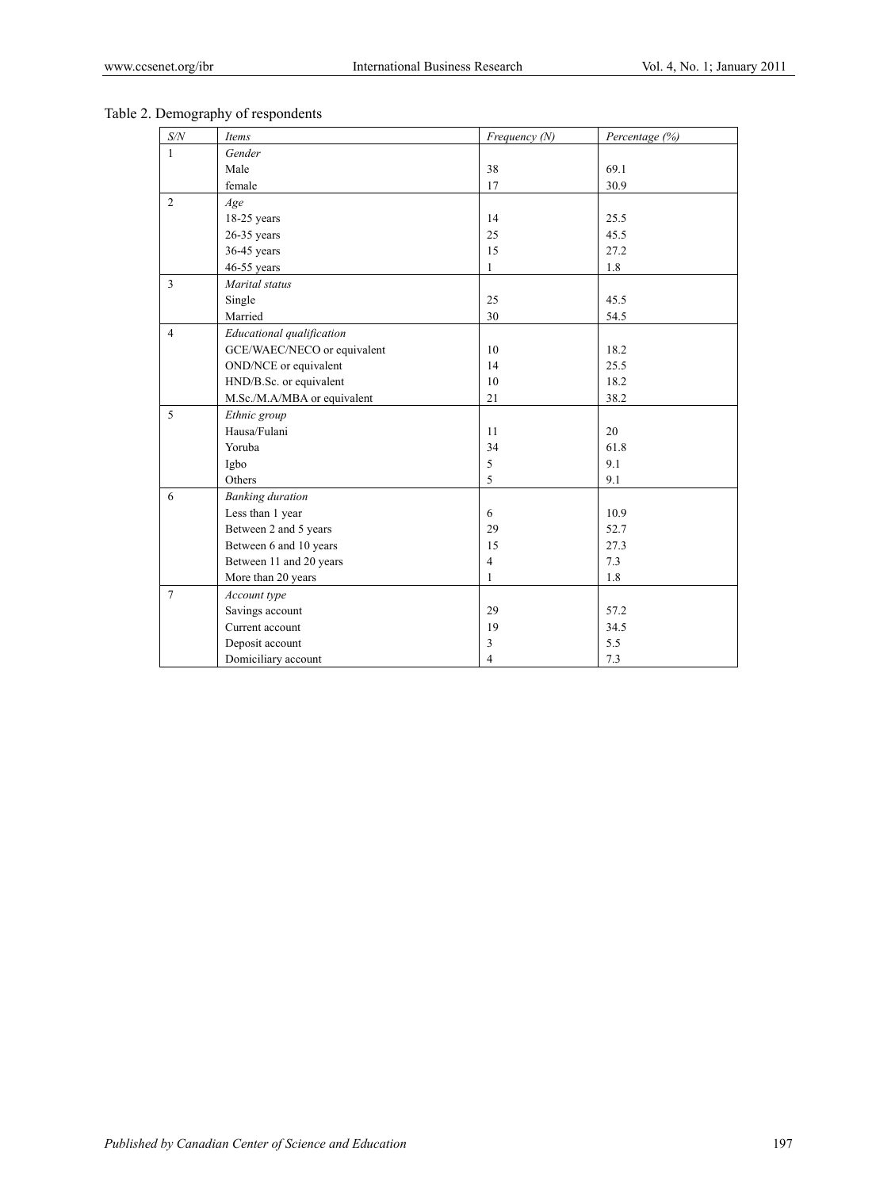Table 2. Demography of respondents

| *S/N* | *Items* | *Frequency (N)* | *Percentage (%)* |
|---|---|---|---|
| 1 | *Gender* | | |
| | Male | 38 | 69.1 |
| | female | 17 | 30.9 |
| 2 | *Age* | | |
| | 18-25 years | 14 | 25.5 |
| | 26-35 years | 25 | 45.5 |
| | 36-45 years | 15 | 27.2 |
| | 46-55 years | 1 | 1.8 |
| 3 | *Marital status* | | |
| | Single | 25 | 45.5 |
| | Married | 30 | 54.5 |
| 4 | *Educational qualification* | | |
| | GCE/WAEC/NECO or equivalent | 10 | 18.2 |
| | OND/NCE or equivalent | 14 | 25.5 |
| | HND/B.Sc. or equivalent | 10 | 18.2 |
| | M.Sc./M.A/MBA or equivalent | 21 | 38.2 |
| 5 | *Ethnic group* | | |
| | Hausa/Fulani | 11 | 20 |
| | Yoruba | 34 | 61.8 |
| | Igbo | 5 | 9.1 |
| | Others | 5 | 9.1 |
| 6 | *Banking duration* | | |
| | Less than 1 year | 6 | 10.9 |
| | Between 2 and 5 years | 29 | 52.7 |
| | Between 6 and 10 years | 15 | 27.3 |
| | Between 11 and 20 years | 4 | 7.3 |
| | More than 20 years | 1 | 1.8 |
| 7 | *Account type* | | |
| | Savings account | 29 | 57.2 |
| | Current account | 19 | 34.5 |
| | Deposit account | 3 | 5.5 |
| | Domiciliary account | 4 | 7.3 |